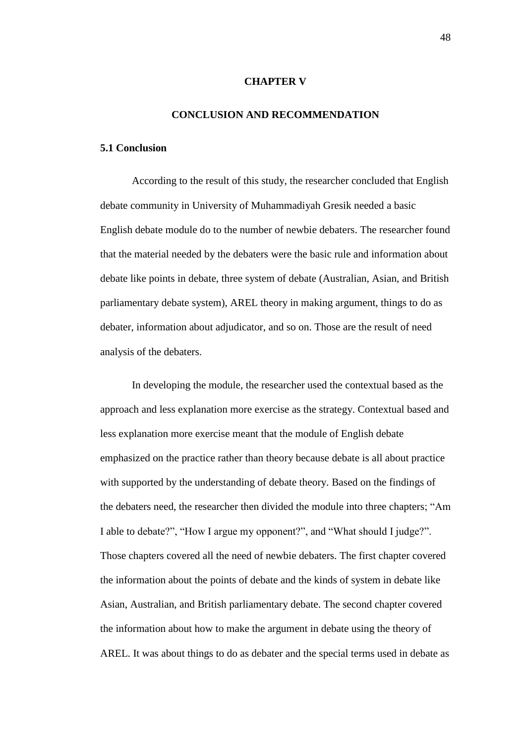# CHAPTER V

# CONCLUSION AND RECOMMENDATION

## 5.1 Conclusion

According to the result of this study, the researcher concluded that English debate community in University of Muhammadiyah Gresik needed a basic English debate module do to the number of newbie debaters. The researcher found that the material needed by the debaters were the basic rule and information about debate like points in debate, three system of debate (Australian, Asian, and British parliamentary debate system), AREL theory in making argument, things to do as debater, information about adjudicator, and so on. Those are the result of need analysis of the debaters.

In developing the module, the researcher used the contextual based as the approach and less explanation more exercise as the strategy. Contextual based and less explanation more exercise meant that the module of English debate emphasized on the practice rather than theory because debate is all about practice with supported by the understanding of debate theory. Based on the findings of the debaters need, the researcher then divided the module into three chapters; "Am I able to debate?", "How I argue my opponent?", and "What should I judge?". Those chapters covered all the need of newbie debaters. The first chapter covered the information about the points of debate and the kinds of system in debate like Asian, Australian, and British parliamentary debate. The second chapter covered the information about how to make the argument in debate using the theory of AREL. It was about things to do as debater and the special terms used in debate as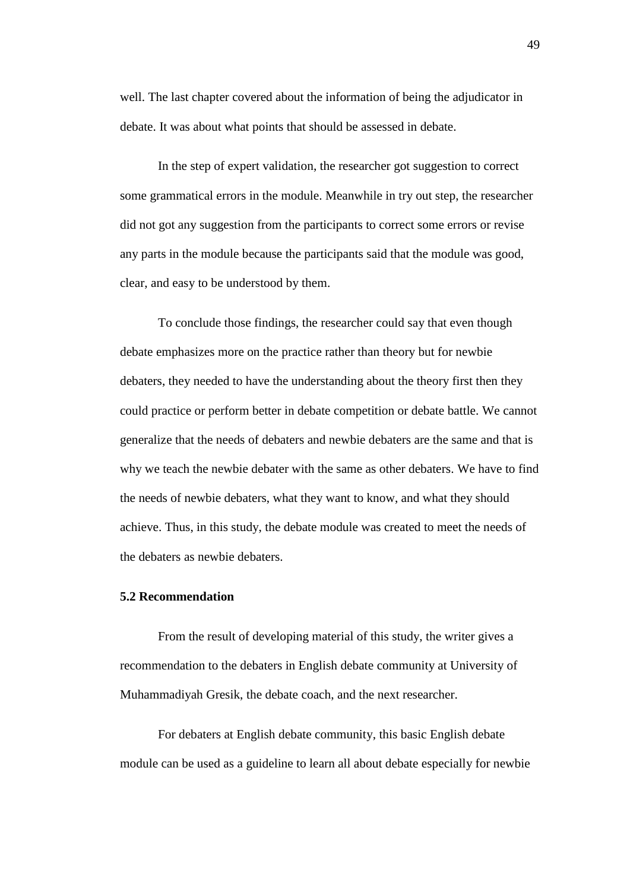well. The last chapter covered about the information of being the adjudicator in debate. It was about what points that should be assessed in debate.

In the step of expert validation, the researcher got suggestion to correct some grammatical errors in the module. Meanwhile in try out step, the researcher did not got any suggestion from the participants to correct some errors or revise any parts in the module because the participants said that the module was good, clear, and easy to be understood by them.

To conclude those findings, the researcher could say that even though debate emphasizes more on the practice rather than theory but for newbie debaters, they needed to have the understanding about the theory first then they could practice or perform better in debate competition or debate battle. We cannot generalize that the needs of debaters and newbie debaters are the same and that is why we teach the newbie debater with the same as other debaters. We have to find the needs of newbie debaters, what they want to know, and what they should achieve. Thus, in this study, the debate module was created to meet the needs of the debaters as newbie debaters.

### 5.2 Recommendation

From the result of developing material of this study, the writer gives a recommendation to the debaters in English debate community at University of Muhammadiyah Gresik, the debate coach, and the next researcher.

For debaters at English debate community, this basic English debate module can be used as a guideline to learn all about debate especially for newbie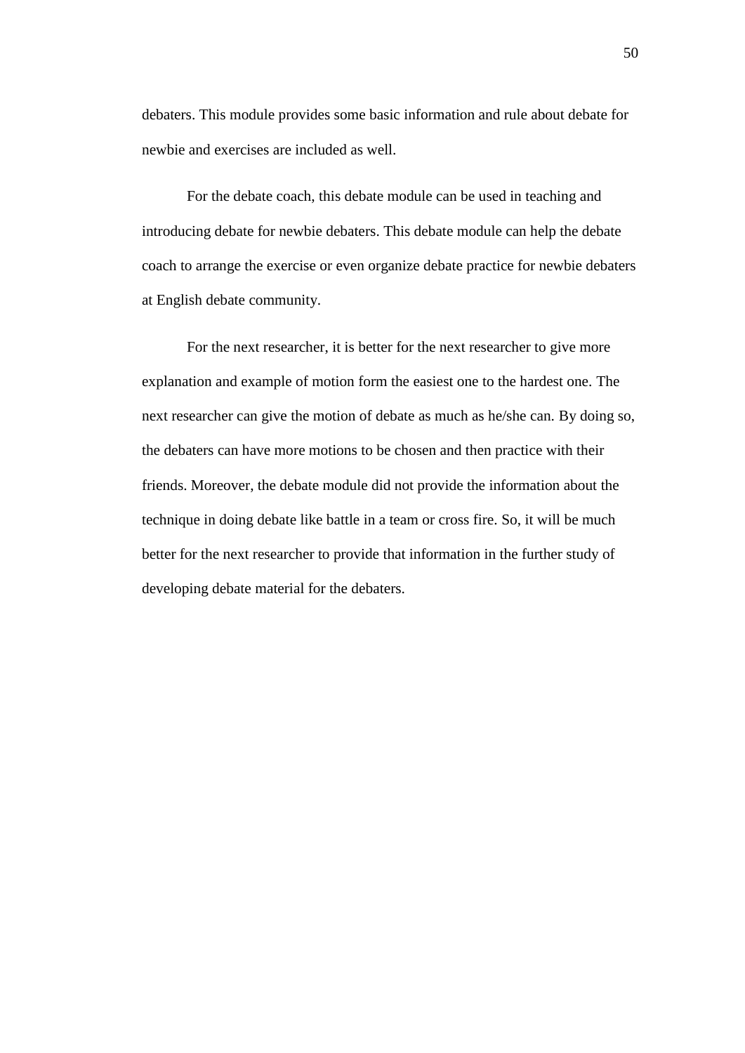debaters. This module provides some basic information and rule about debate for newbie and exercises are included as well.

For the debate coach, this debate module can be used in teaching and introducing debate for newbie debaters. This debate module can help the debate coach to arrange the exercise or even organize debate practice for newbie debaters at English debate community.

For the next researcher, it is better for the next researcher to give more explanation and example of motion form the easiest one to the hardest one. The next researcher can give the motion of debate as much as he/she can. By doing so, the debaters can have more motions to be chosen and then practice with their friends. Moreover, the debate module did not provide the information about the technique in doing debate like battle in a team or cross fire. So, it will be much better for the next researcher to provide that information in the further study of developing debate material for the debaters.